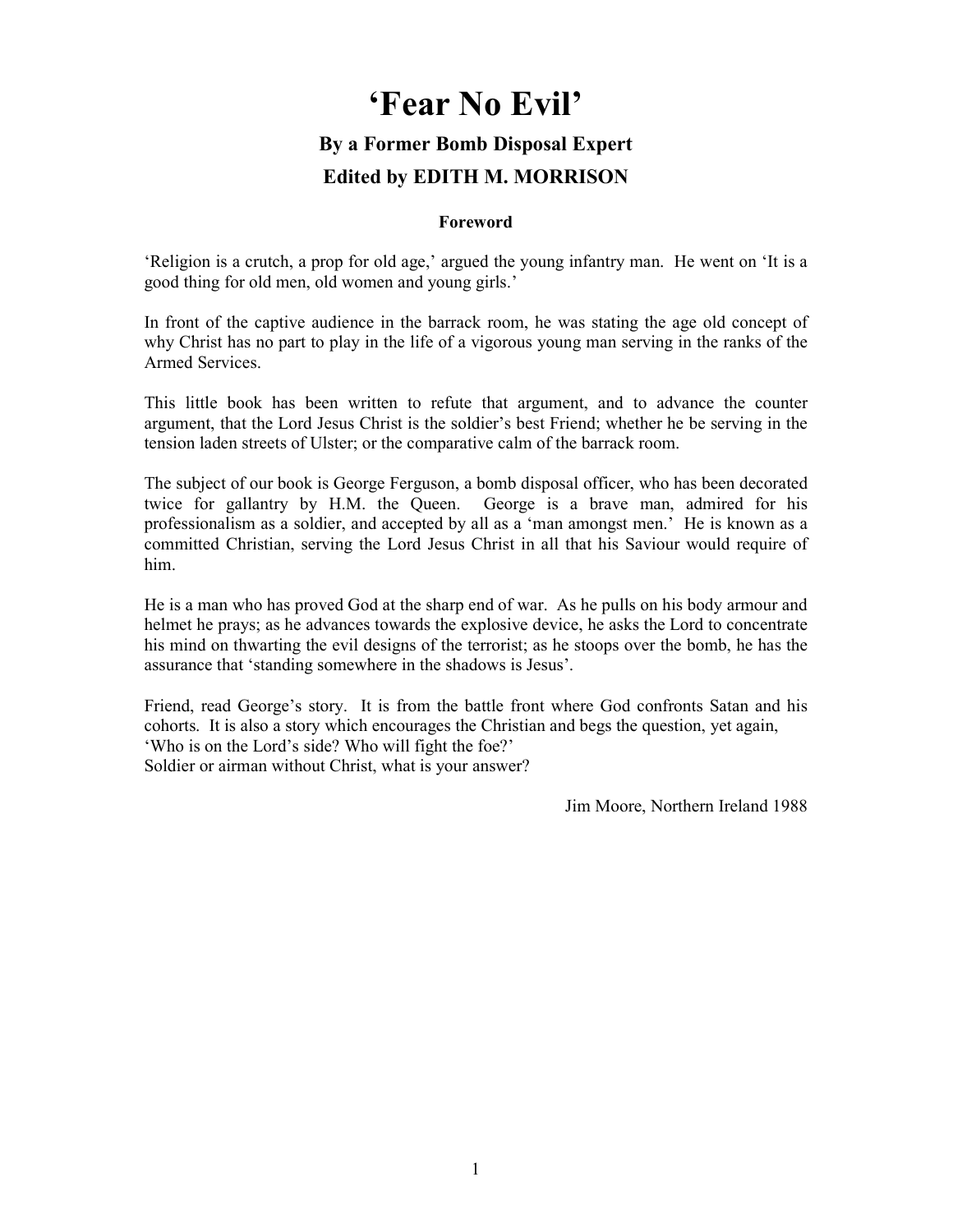# 'Fear No Evil'

### By a Former Bomb Disposal Expert

### Edited by EDITH M. MORRISON

**Foreword**

'Religion is a crutch, a prop for old age,' argued the young infantry man. He went on 'It is a good thing for old men, old women and young girls.'

In front of the captive audience in the barrack room, he was stating the age old concept of why Christ has no part to play in the life of a vigorous young man serving in the ranks of the Armed Services.

This little book has been written to refute that argument, and to advance the counter argument, that the Lord Jesus Christ is the soldier's best Friend; whether he be serving in the tension laden streets of Ulster; or the comparative calm of the barrack room.

The subject of our book is George Ferguson, a bomb disposal officer, who has been decorated twice for gallantry by H.M. the Queen. George is a brave man, admired for his professionalism as a soldier, and accepted by all as a 'man amongst men.' He is known as a committed Christian, serving the Lord Jesus Christ in all that his Saviour would require of him.

He is a man who has proved God at the sharp end of war. As he pulls on his body armour and helmet he prays; as he advances towards the explosive device, he asks the Lord to concentrate his mind on thwarting the evil designs of the terrorist; as he stoops over the bomb, he has the assurance that 'standing somewhere in the shadows is Jesus'.

Friend, read George's story. It is from the battle front where God confronts Satan and his cohorts. It is also a story which encourages the Christian and begs the question, yet again,
'Who is on the Lord's side? Who will fight the foe?'
Soldier or airman without Christ, what is your answer?

Jim Moore, Northern Ireland 1988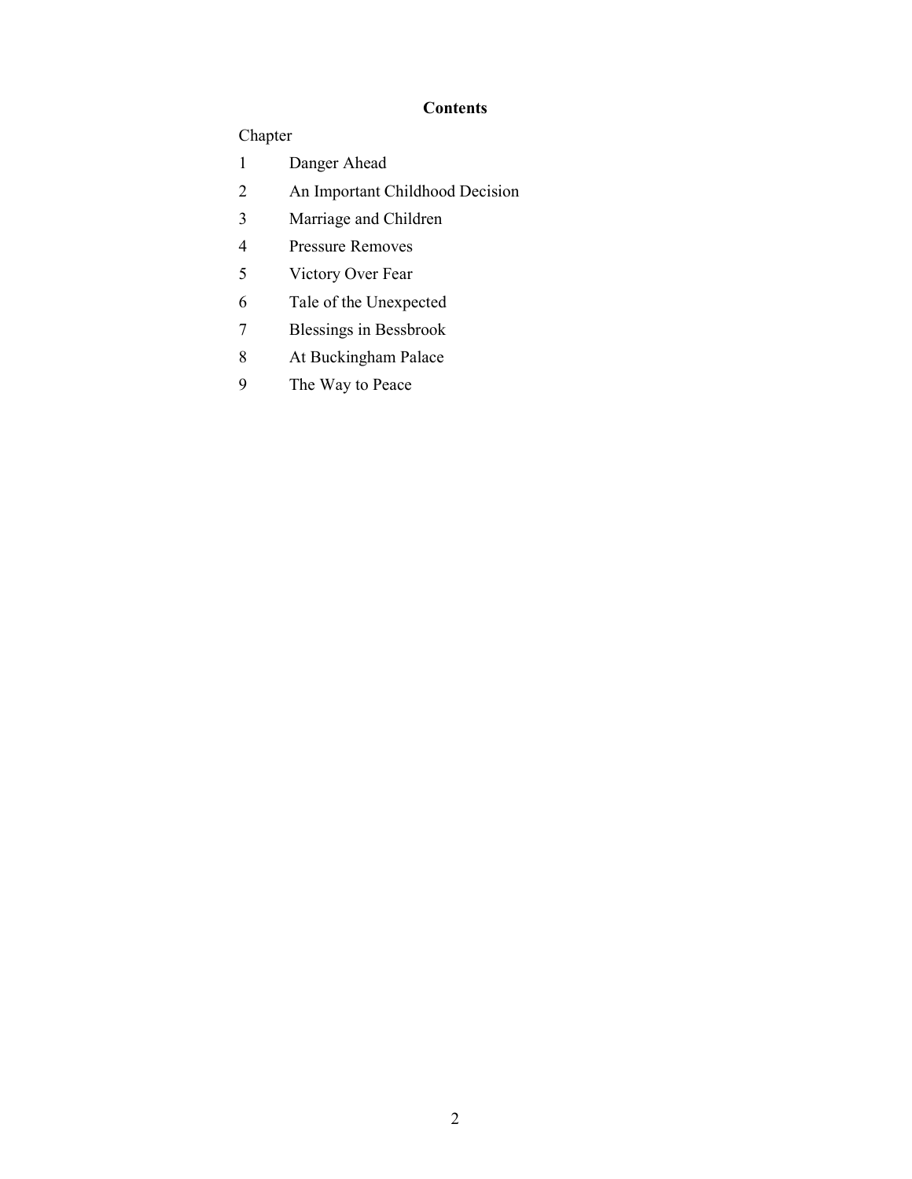## Contents

| Chapter | |
|---|---|
| 1 | Danger Ahead |
| 2 | An Important Childhood Decision |
| 3 | Marriage and Children |
| 4 | Pressure Removes |
| 5 | Victory Over Fear |
| 6 | Tale of the Unexpected |
| 7 | Blessings in Bessbrook |
| 8 | At Buckingham Palace |
| 9 | The Way to Peace |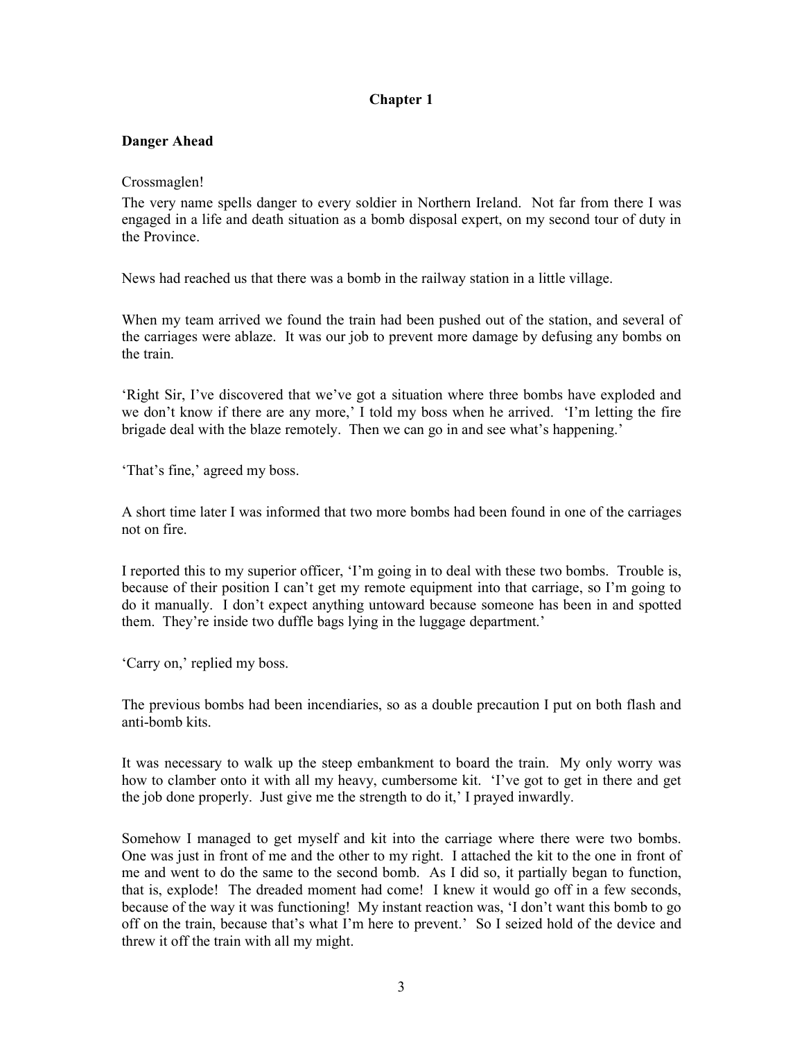# Chapter 1

**Danger Ahead**

Crossmaglen!

The very name spells danger to every soldier in Northern Ireland. Not far from there I was engaged in a life and death situation as a bomb disposal expert, on my second tour of duty in the Province.

News had reached us that there was a bomb in the railway station in a little village.

When my team arrived we found the train had been pushed out of the station, and several of the carriages were ablaze. It was our job to prevent more damage by defusing any bombs on the train.

'Right Sir, I've discovered that we've got a situation where three bombs have exploded and we don't know if there are any more,' I told my boss when he arrived. 'I'm letting the fire brigade deal with the blaze remotely. Then we can go in and see what's happening.'

'That's fine,' agreed my boss.

A short time later I was informed that two more bombs had been found in one of the carriages not on fire.

I reported this to my superior officer, 'I'm going in to deal with these two bombs. Trouble is, because of their position I can't get my remote equipment into that carriage, so I'm going to do it manually. I don't expect anything untoward because someone has been in and spotted them. They're inside two duffle bags lying in the luggage department.'

'Carry on,' replied my boss.

The previous bombs had been incendiaries, so as a double precaution I put on both flash and anti-bomb kits.

It was necessary to walk up the steep embankment to board the train. My only worry was how to clamber onto it with all my heavy, cumbersome kit. 'I've got to get in there and get the job done properly. Just give me the strength to do it,' I prayed inwardly.

Somehow I managed to get myself and kit into the carriage where there were two bombs. One was just in front of me and the other to my right. I attached the kit to the one in front of me and went to do the same to the second bomb. As I did so, it partially began to function, that is, explode! The dreaded moment had come! I knew it would go off in a few seconds, because of the way it was functioning! My instant reaction was, 'I don't want this bomb to go off on the train, because that's what I'm here to prevent.' So I seized hold of the device and threw it off the train with all my might.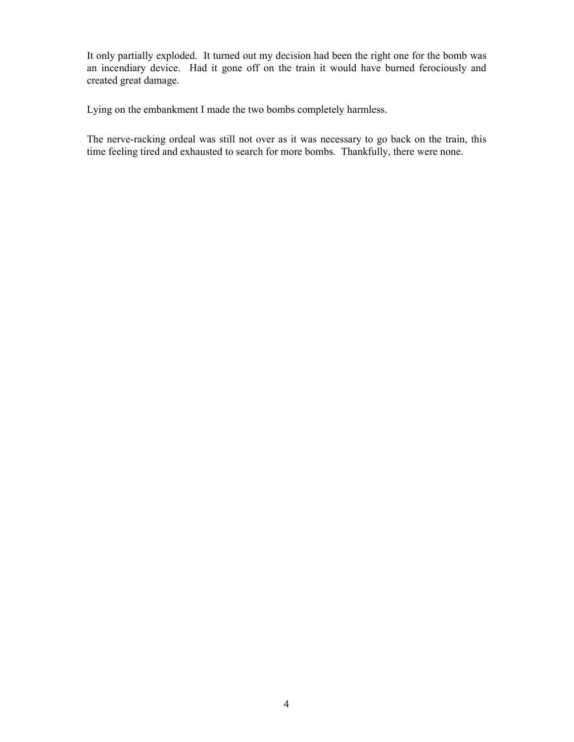It only partially exploded. It turned out my decision had been the right one for the bomb was an incendiary device. Had it gone off on the train it would have burned ferociously and created great damage.

Lying on the embankment I made the two bombs completely harmless.

The nerve-racking ordeal was still not over as it was necessary to go back on the train, this time feeling tired and exhausted to search for more bombs. Thankfully, there were none.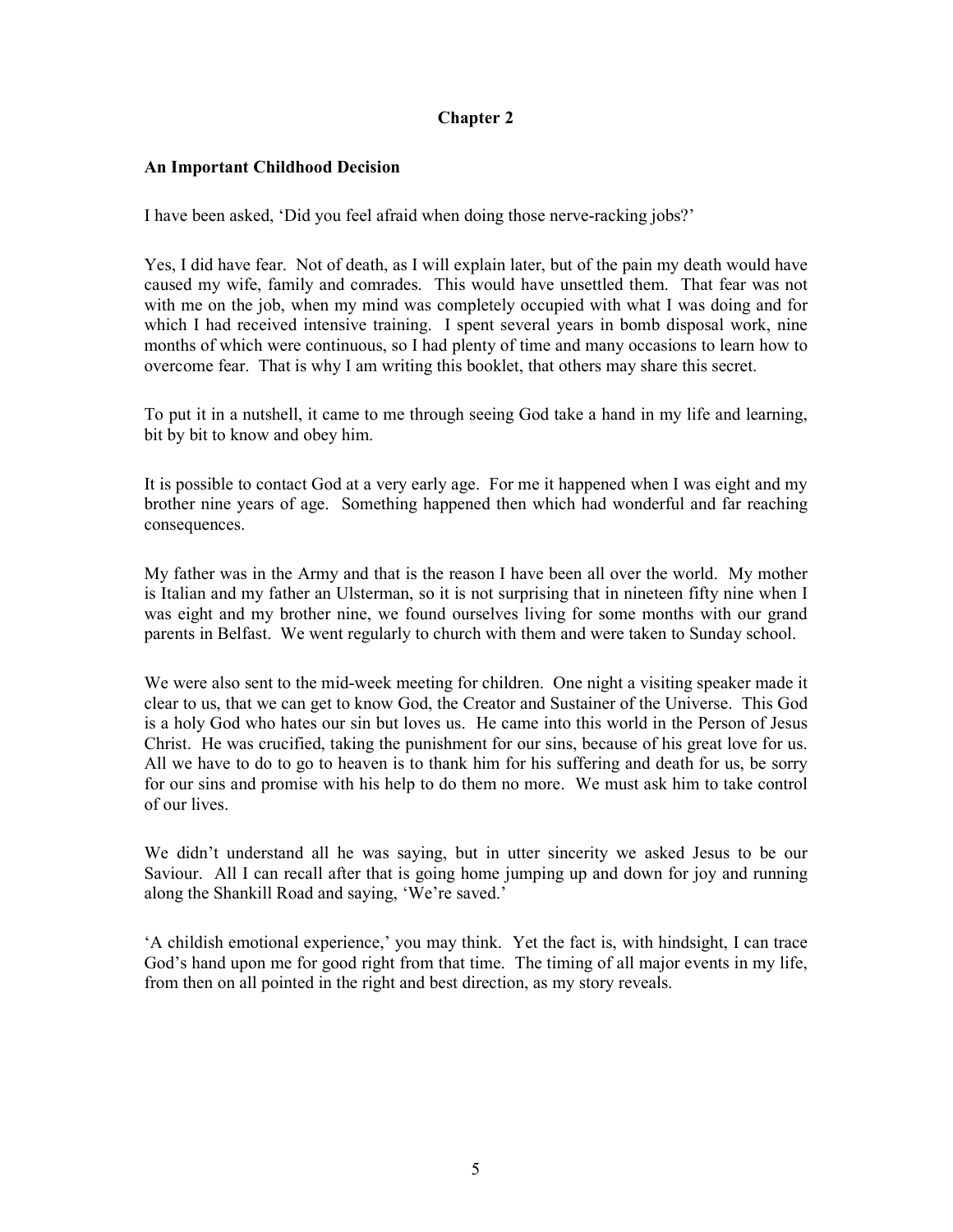# Chapter 2

## An Important Childhood Decision

I have been asked, 'Did you feel afraid when doing those nerve-racking jobs?'

Yes, I did have fear. Not of death, as I will explain later, but of the pain my death would have caused my wife, family and comrades. This would have unsettled them. That fear was not with me on the job, when my mind was completely occupied with what I was doing and for which I had received intensive training. I spent several years in bomb disposal work, nine months of which were continuous, so I had plenty of time and many occasions to learn how to overcome fear. That is why I am writing this booklet, that others may share this secret.

To put it in a nutshell, it came to me through seeing God take a hand in my life and learning, bit by bit to know and obey him.

It is possible to contact God at a very early age. For me it happened when I was eight and my brother nine years of age. Something happened then which had wonderful and far reaching consequences.

My father was in the Army and that is the reason I have been all over the world. My mother is Italian and my father an Ulsterman, so it is not surprising that in nineteen fifty nine when I was eight and my brother nine, we found ourselves living for some months with our grand parents in Belfast. We went regularly to church with them and were taken to Sunday school.

We were also sent to the mid-week meeting for children. One night a visiting speaker made it clear to us, that we can get to know God, the Creator and Sustainer of the Universe. This God is a holy God who hates our sin but loves us. He came into this world in the Person of Jesus Christ. He was crucified, taking the punishment for our sins, because of his great love for us. All we have to do to go to heaven is to thank him for his suffering and death for us, be sorry for our sins and promise with his help to do them no more. We must ask him to take control of our lives.

We didn't understand all he was saying, but in utter sincerity we asked Jesus to be our Saviour. All I can recall after that is going home jumping up and down for joy and running along the Shankill Road and saying, 'We're saved.'

'A childish emotional experience,' you may think. Yet the fact is, with hindsight, I can trace God's hand upon me for good right from that time. The timing of all major events in my life, from then on all pointed in the right and best direction, as my story reveals.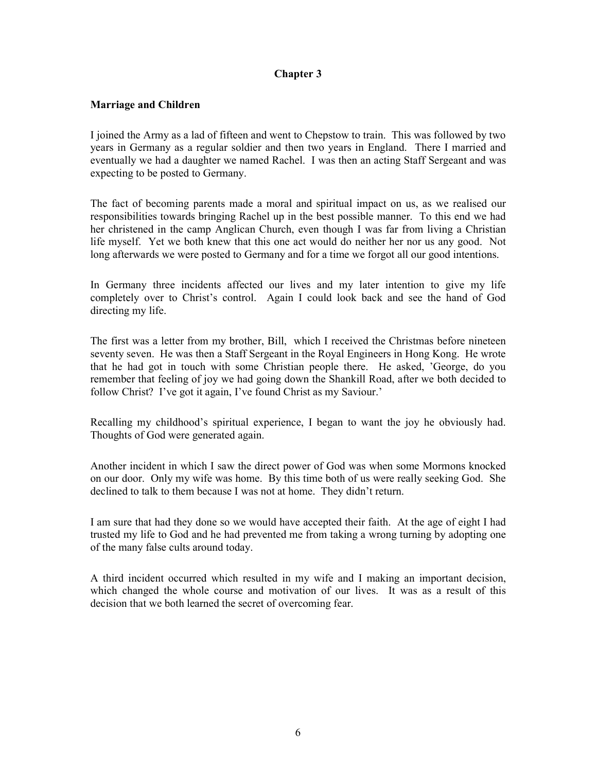# Chapter 3

## Marriage and Children

I joined the Army as a lad of fifteen and went to Chepstow to train. This was followed by two years in Germany as a regular soldier and then two years in England. There I married and eventually we had a daughter we named Rachel. I was then an acting Staff Sergeant and was expecting to be posted to Germany.

The fact of becoming parents made a moral and spiritual impact on us, as we realised our responsibilities towards bringing Rachel up in the best possible manner. To this end we had her christened in the camp Anglican Church, even though I was far from living a Christian life myself. Yet we both knew that this one act would do neither her nor us any good. Not long afterwards we were posted to Germany and for a time we forgot all our good intentions.

In Germany three incidents affected our lives and my later intention to give my life completely over to Christ's control. Again I could look back and see the hand of God directing my life.

The first was a letter from my brother, Bill, which I received the Christmas before nineteen seventy seven. He was then a Staff Sergeant in the Royal Engineers in Hong Kong. He wrote that he had got in touch with some Christian people there. He asked, 'George, do you remember that feeling of joy we had going down the Shankill Road, after we both decided to follow Christ? I've got it again, I've found Christ as my Saviour.'

Recalling my childhood's spiritual experience, I began to want the joy he obviously had. Thoughts of God were generated again.

Another incident in which I saw the direct power of God was when some Mormons knocked on our door. Only my wife was home. By this time both of us were really seeking God. She declined to talk to them because I was not at home. They didn't return.

I am sure that had they done so we would have accepted their faith. At the age of eight I had trusted my life to God and he had prevented me from taking a wrong turning by adopting one of the many false cults around today.

A third incident occurred which resulted in my wife and I making an important decision, which changed the whole course and motivation of our lives. It was as a result of this decision that we both learned the secret of overcoming fear.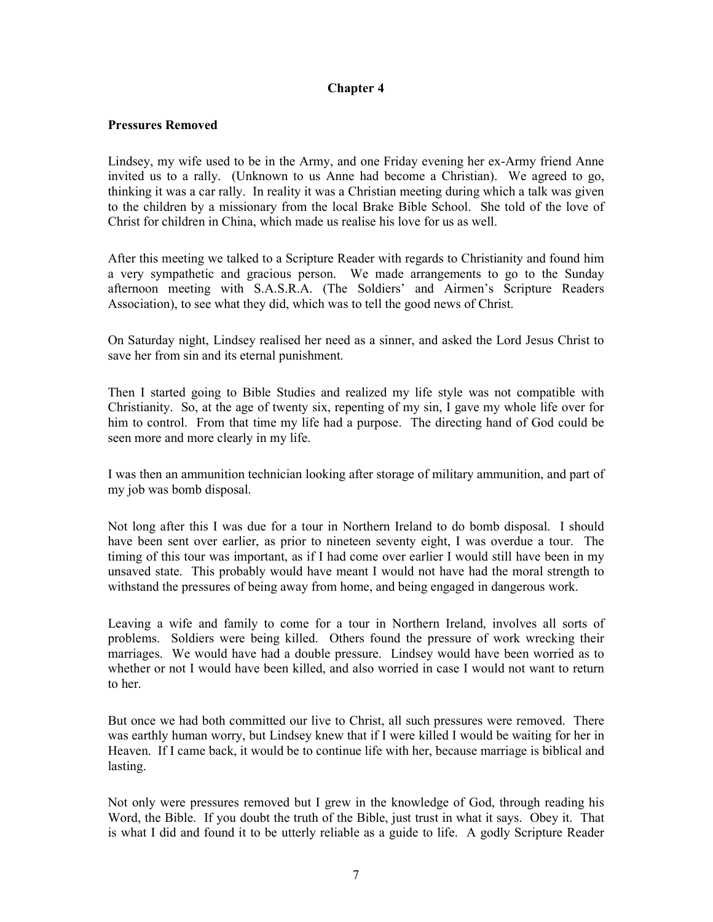# Chapter 4

**Pressures Removed**

Lindsey, my wife used to be in the Army, and one Friday evening her ex-Army friend Anne invited us to a rally. (Unknown to us Anne had become a Christian). We agreed to go, thinking it was a car rally. In reality it was a Christian meeting during which a talk was given to the children by a missionary from the local Brake Bible School. She told of the love of Christ for children in China, which made us realise his love for us as well.

After this meeting we talked to a Scripture Reader with regards to Christianity and found him a very sympathetic and gracious person. We made arrangements to go to the Sunday afternoon meeting with S.A.S.R.A. (The Soldiers' and Airmen's Scripture Readers Association), to see what they did, which was to tell the good news of Christ.

On Saturday night, Lindsey realised her need as a sinner, and asked the Lord Jesus Christ to save her from sin and its eternal punishment.

Then I started going to Bible Studies and realized my life style was not compatible with Christianity. So, at the age of twenty six, repenting of my sin, I gave my whole life over for him to control. From that time my life had a purpose. The directing hand of God could be seen more and more clearly in my life.

I was then an ammunition technician looking after storage of military ammunition, and part of my job was bomb disposal.

Not long after this I was due for a tour in Northern Ireland to do bomb disposal. I should have been sent over earlier, as prior to nineteen seventy eight, I was overdue a tour. The timing of this tour was important, as if I had come over earlier I would still have been in my unsaved state. This probably would have meant I would not have had the moral strength to withstand the pressures of being away from home, and being engaged in dangerous work.

Leaving a wife and family to come for a tour in Northern Ireland, involves all sorts of problems. Soldiers were being killed. Others found the pressure of work wrecking their marriages. We would have had a double pressure. Lindsey would have been worried as to whether or not I would have been killed, and also worried in case I would not want to return to her.

But once we had both committed our live to Christ, all such pressures were removed. There was earthly human worry, but Lindsey knew that if I were killed I would be waiting for her in Heaven. If I came back, it would be to continue life with her, because marriage is biblical and lasting.

Not only were pressures removed but I grew in the knowledge of God, through reading his Word, the Bible. If you doubt the truth of the Bible, just trust in what it says. Obey it. That is what I did and found it to be utterly reliable as a guide to life. A godly Scripture Reader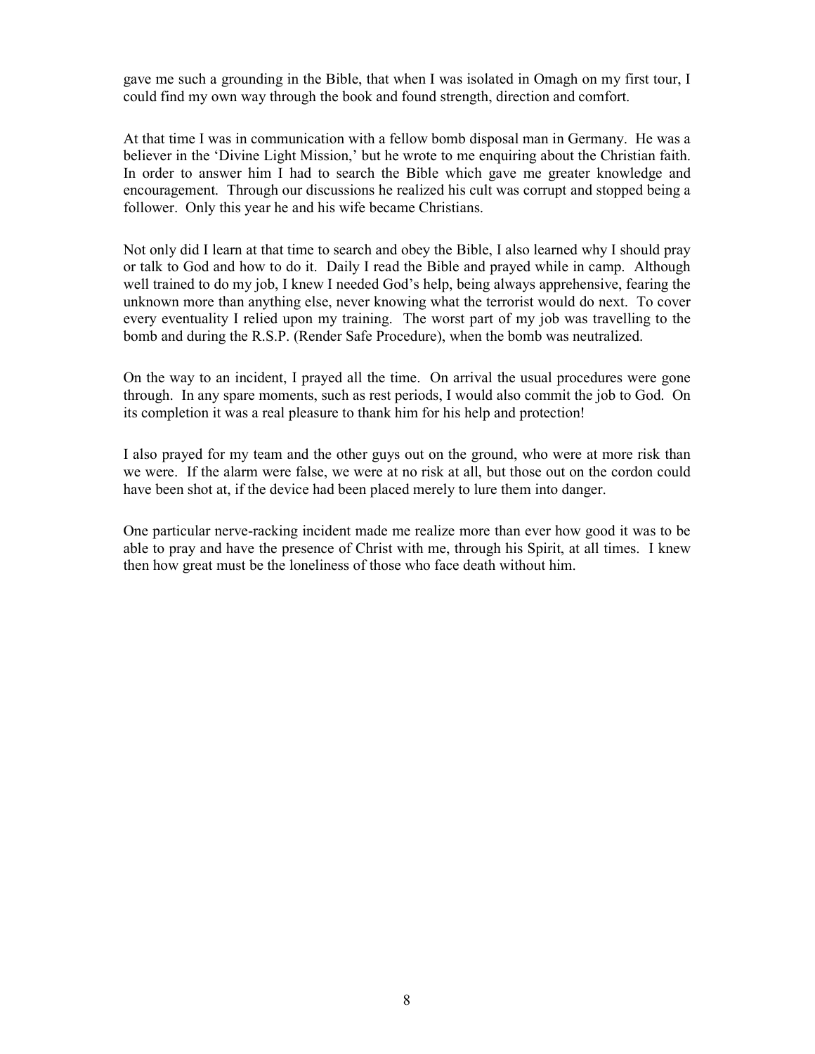gave me such a grounding in the Bible, that when I was isolated in Omagh on my first tour, I could find my own way through the book and found strength, direction and comfort.

At that time I was in communication with a fellow bomb disposal man in Germany. He was a believer in the 'Divine Light Mission,' but he wrote to me enquiring about the Christian faith. In order to answer him I had to search the Bible which gave me greater knowledge and encouragement. Through our discussions he realized his cult was corrupt and stopped being a follower. Only this year he and his wife became Christians.

Not only did I learn at that time to search and obey the Bible, I also learned why I should pray or talk to God and how to do it. Daily I read the Bible and prayed while in camp. Although well trained to do my job, I knew I needed God's help, being always apprehensive, fearing the unknown more than anything else, never knowing what the terrorist would do next. To cover every eventuality I relied upon my training. The worst part of my job was travelling to the bomb and during the R.S.P. (Render Safe Procedure), when the bomb was neutralized.

On the way to an incident, I prayed all the time. On arrival the usual procedures were gone through. In any spare moments, such as rest periods, I would also commit the job to God. On its completion it was a real pleasure to thank him for his help and protection!

I also prayed for my team and the other guys out on the ground, who were at more risk than we were. If the alarm were false, we were at no risk at all, but those out on the cordon could have been shot at, if the device had been placed merely to lure them into danger.

One particular nerve-racking incident made me realize more than ever how good it was to be able to pray and have the presence of Christ with me, through his Spirit, at all times. I knew then how great must be the loneliness of those who face death without him.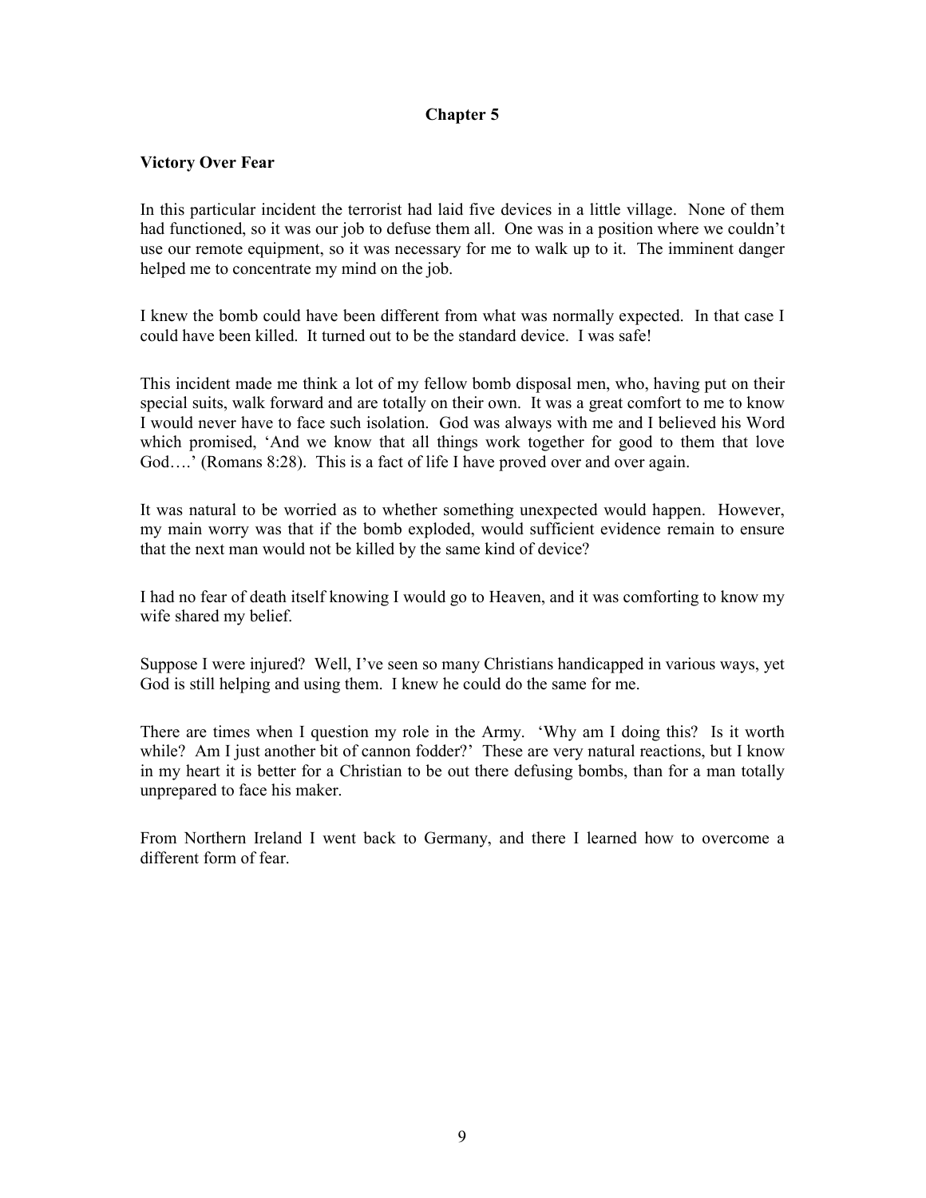## Chapter 5

**Victory Over Fear**

In this particular incident the terrorist had laid five devices in a little village. None of them had functioned, so it was our job to defuse them all. One was in a position where we couldn't use our remote equipment, so it was necessary for me to walk up to it. The imminent danger helped me to concentrate my mind on the job.

I knew the bomb could have been different from what was normally expected. In that case I could have been killed. It turned out to be the standard device. I was safe!

This incident made me think a lot of my fellow bomb disposal men, who, having put on their special suits, walk forward and are totally on their own. It was a great comfort to me to know I would never have to face such isolation. God was always with me and I believed his Word which promised, 'And we know that all things work together for good to them that love God….' (Romans 8:28). This is a fact of life I have proved over and over again.

It was natural to be worried as to whether something unexpected would happen. However, my main worry was that if the bomb exploded, would sufficient evidence remain to ensure that the next man would not be killed by the same kind of device?

I had no fear of death itself knowing I would go to Heaven, and it was comforting to know my wife shared my belief.

Suppose I were injured? Well, I've seen so many Christians handicapped in various ways, yet God is still helping and using them. I knew he could do the same for me.

There are times when I question my role in the Army. 'Why am I doing this? Is it worth while? Am I just another bit of cannon fodder?' These are very natural reactions, but I know in my heart it is better for a Christian to be out there defusing bombs, than for a man totally unprepared to face his maker.

From Northern Ireland I went back to Germany, and there I learned how to overcome a different form of fear.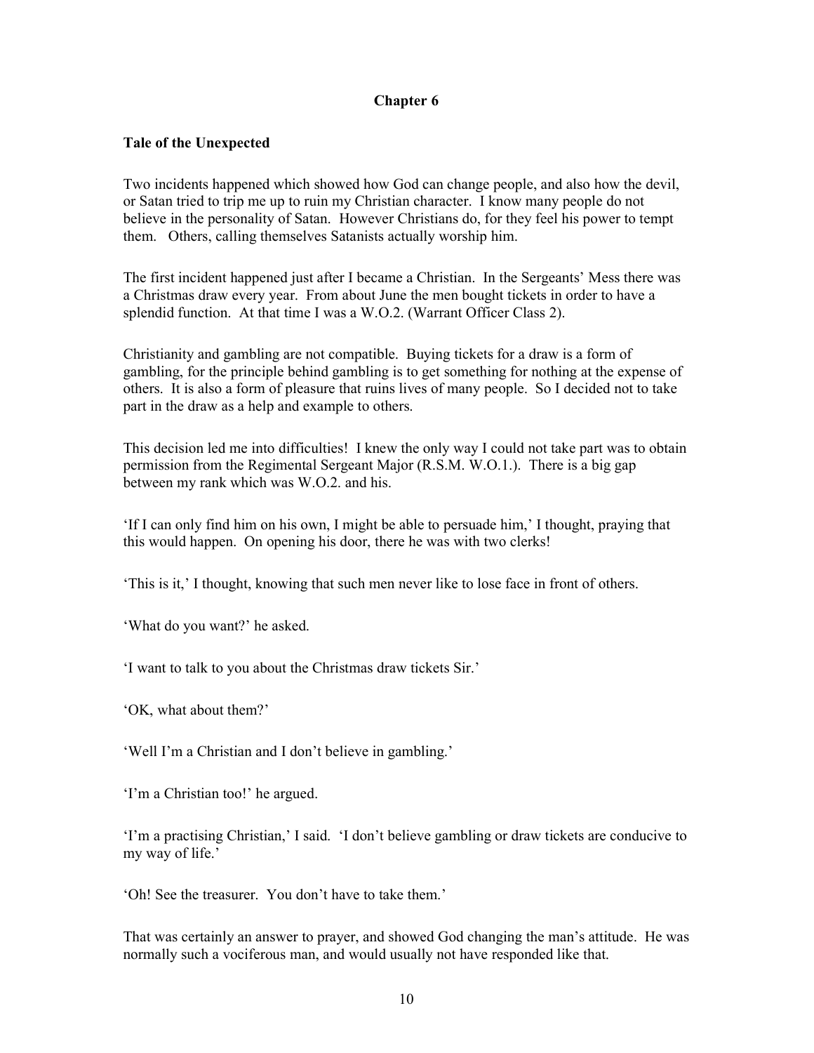## Chapter 6

### Tale of the Unexpected

Two incidents happened which showed how God can change people, and also how the devil, or Satan tried to trip me up to ruin my Christian character. I know many people do not believe in the personality of Satan. However Christians do, for they feel his power to tempt them. Others, calling themselves Satanists actually worship him.

The first incident happened just after I became a Christian. In the Sergeants' Mess there was a Christmas draw every year. From about June the men bought tickets in order to have a splendid function. At that time I was a W.O.2. (Warrant Officer Class 2).

Christianity and gambling are not compatible. Buying tickets for a draw is a form of gambling, for the principle behind gambling is to get something for nothing at the expense of others. It is also a form of pleasure that ruins lives of many people. So I decided not to take part in the draw as a help and example to others.

This decision led me into difficulties! I knew the only way I could not take part was to obtain permission from the Regimental Sergeant Major (R.S.M. W.O.1.). There is a big gap between my rank which was W.O.2. and his.

'If I can only find him on his own, I might be able to persuade him,' I thought, praying that this would happen. On opening his door, there he was with two clerks!

'This is it,' I thought, knowing that such men never like to lose face in front of others.

'What do you want?' he asked.

'I want to talk to you about the Christmas draw tickets Sir.'

'OK, what about them?'

'Well I'm a Christian and I don't believe in gambling.'

'I'm a Christian too!' he argued.

'I'm a practising Christian,' I said. 'I don't believe gambling or draw tickets are conducive to my way of life.'

'Oh! See the treasurer. You don't have to take them.'

That was certainly an answer to prayer, and showed God changing the man's attitude. He was normally such a vociferous man, and would usually not have responded like that.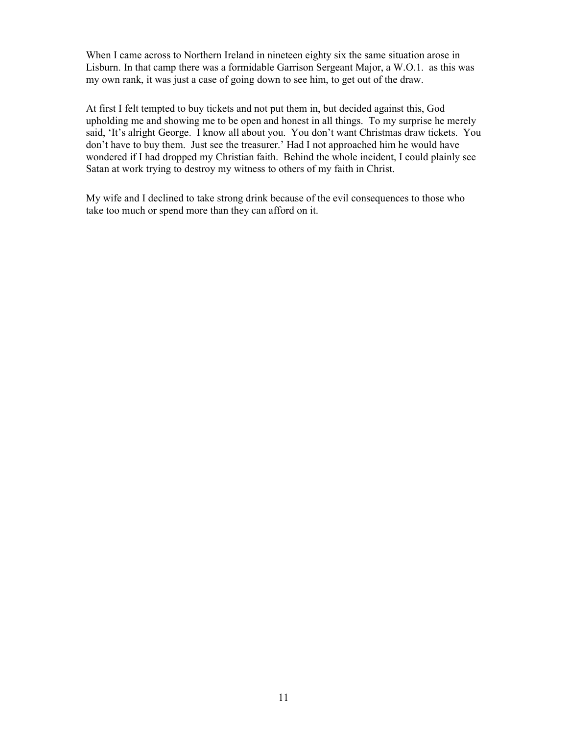When I came across to Northern Ireland in nineteen eighty six the same situation arose in Lisburn. In that camp there was a formidable Garrison Sergeant Major, a W.O.1. as this was my own rank, it was just a case of going down to see him, to get out of the draw.

At first I felt tempted to buy tickets and not put them in, but decided against this, God upholding me and showing me to be open and honest in all things. To my surprise he merely said, 'It's alright George. I know all about you. You don't want Christmas draw tickets. You don't have to buy them. Just see the treasurer.' Had I not approached him he would have wondered if I had dropped my Christian faith. Behind the whole incident, I could plainly see Satan at work trying to destroy my witness to others of my faith in Christ.

My wife and I declined to take strong drink because of the evil consequences to those who take too much or spend more than they can afford on it.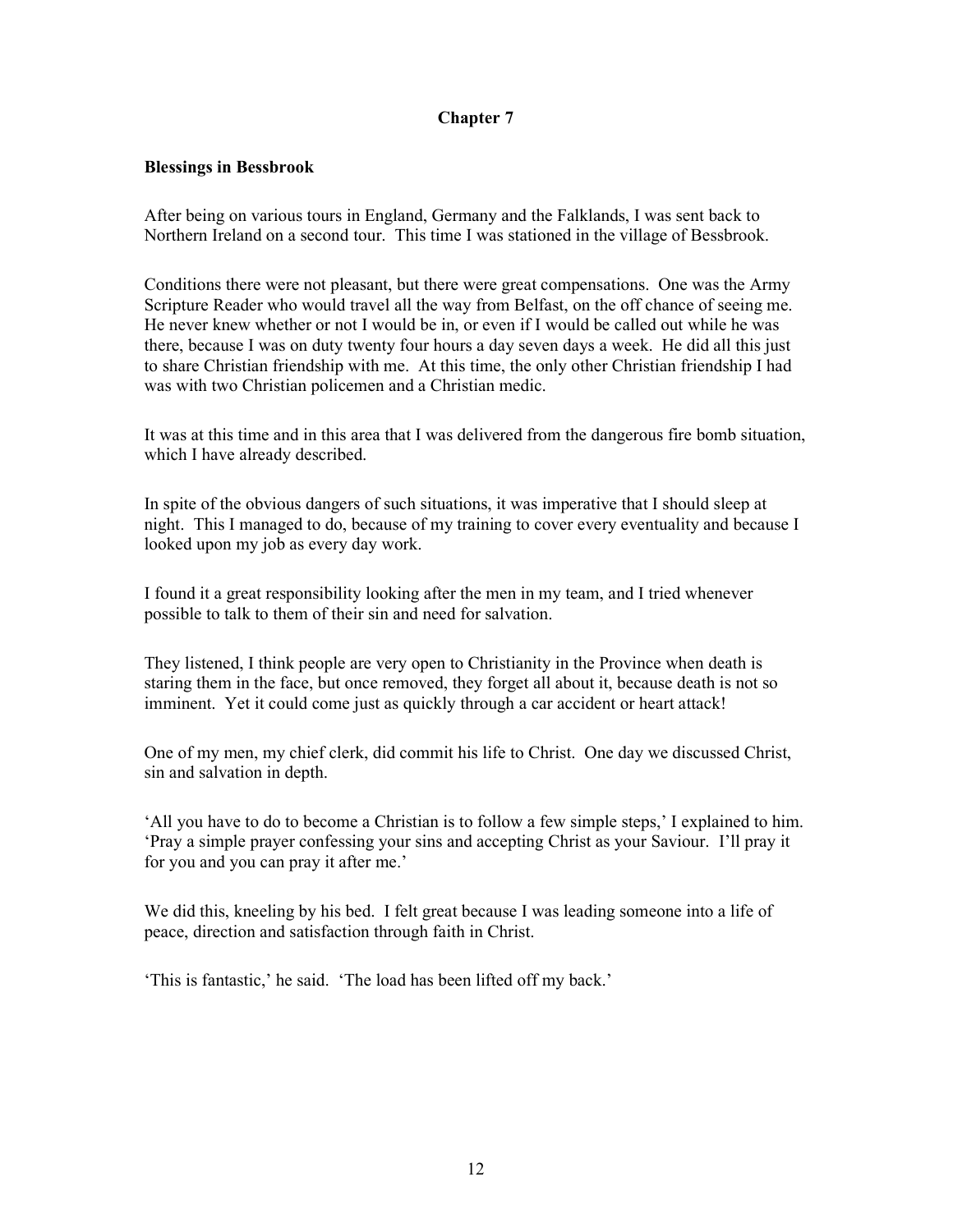# Chapter 7

## Blessings in Bessbrook

After being on various tours in England, Germany and the Falklands, I was sent back to Northern Ireland on a second tour. This time I was stationed in the village of Bessbrook.

Conditions there were not pleasant, but there were great compensations. One was the Army Scripture Reader who would travel all the way from Belfast, on the off chance of seeing me. He never knew whether or not I would be in, or even if I would be called out while he was there, because I was on duty twenty four hours a day seven days a week. He did all this just to share Christian friendship with me. At this time, the only other Christian friendship I had was with two Christian policemen and a Christian medic.

It was at this time and in this area that I was delivered from the dangerous fire bomb situation, which I have already described.

In spite of the obvious dangers of such situations, it was imperative that I should sleep at night. This I managed to do, because of my training to cover every eventuality and because I looked upon my job as every day work.

I found it a great responsibility looking after the men in my team, and I tried whenever possible to talk to them of their sin and need for salvation.

They listened, I think people are very open to Christianity in the Province when death is staring them in the face, but once removed, they forget all about it, because death is not so imminent. Yet it could come just as quickly through a car accident or heart attack!

One of my men, my chief clerk, did commit his life to Christ. One day we discussed Christ, sin and salvation in depth.

'All you have to do to become a Christian is to follow a few simple steps,' I explained to him. 'Pray a simple prayer confessing your sins and accepting Christ as your Saviour. I'll pray it for you and you can pray it after me.'

We did this, kneeling by his bed. I felt great because I was leading someone into a life of peace, direction and satisfaction through faith in Christ.

'This is fantastic,' he said. 'The load has been lifted off my back.'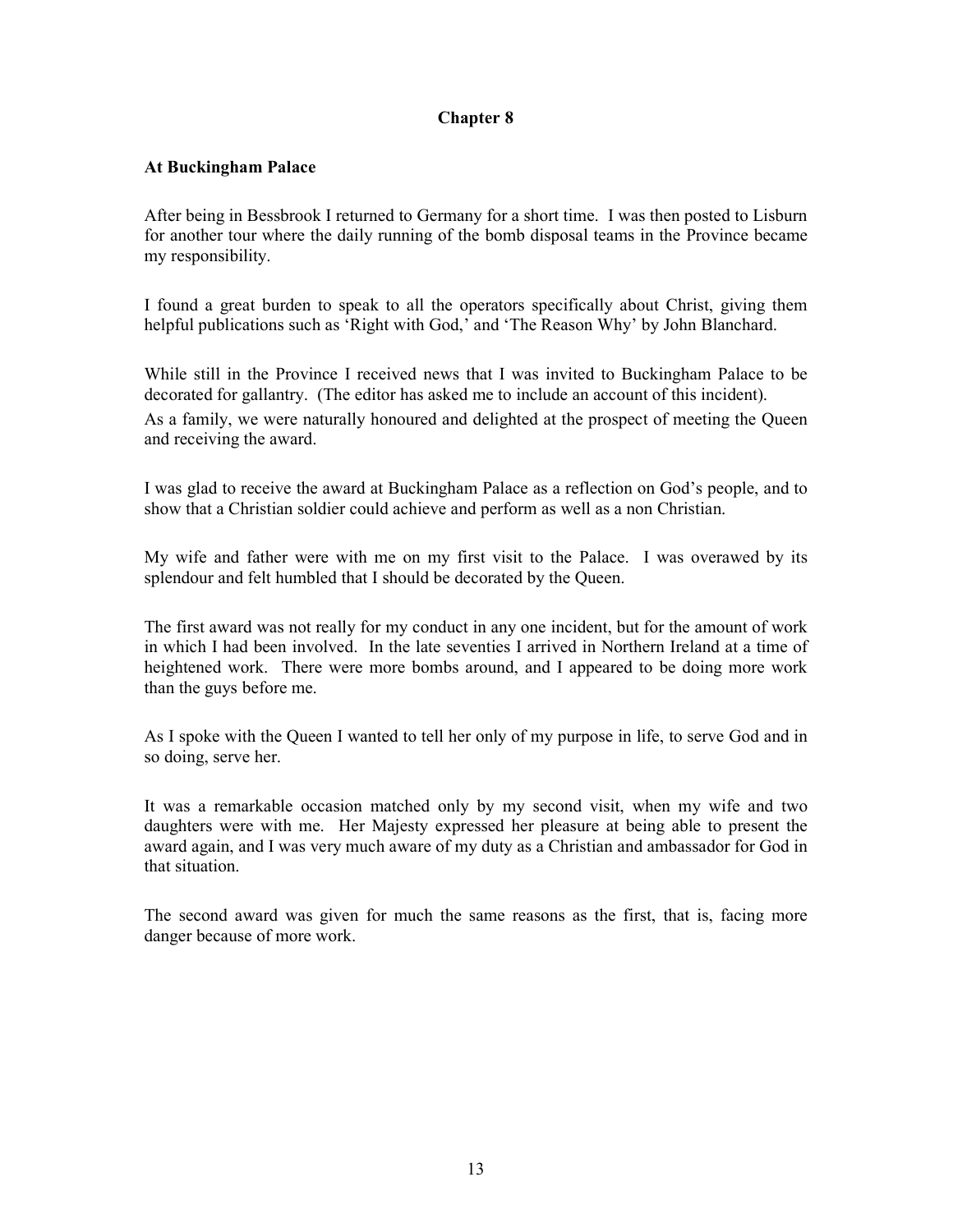## Chapter 8

### At Buckingham Palace

After being in Bessbrook I returned to Germany for a short time. I was then posted to Lisburn for another tour where the daily running of the bomb disposal teams in the Province became my responsibility.

I found a great burden to speak to all the operators specifically about Christ, giving them helpful publications such as 'Right with God,' and 'The Reason Why' by John Blanchard.

While still in the Province I received news that I was invited to Buckingham Palace to be decorated for gallantry. (The editor has asked me to include an account of this incident).
As a family, we were naturally honoured and delighted at the prospect of meeting the Queen and receiving the award.

I was glad to receive the award at Buckingham Palace as a reflection on God's people, and to show that a Christian soldier could achieve and perform as well as a non Christian.

My wife and father were with me on my first visit to the Palace. I was overawed by its splendour and felt humbled that I should be decorated by the Queen.

The first award was not really for my conduct in any one incident, but for the amount of work in which I had been involved. In the late seventies I arrived in Northern Ireland at a time of heightened work. There were more bombs around, and I appeared to be doing more work than the guys before me.

As I spoke with the Queen I wanted to tell her only of my purpose in life, to serve God and in so doing, serve her.

It was a remarkable occasion matched only by my second visit, when my wife and two daughters were with me. Her Majesty expressed her pleasure at being able to present the award again, and I was very much aware of my duty as a Christian and ambassador for God in that situation.

The second award was given for much the same reasons as the first, that is, facing more danger because of more work.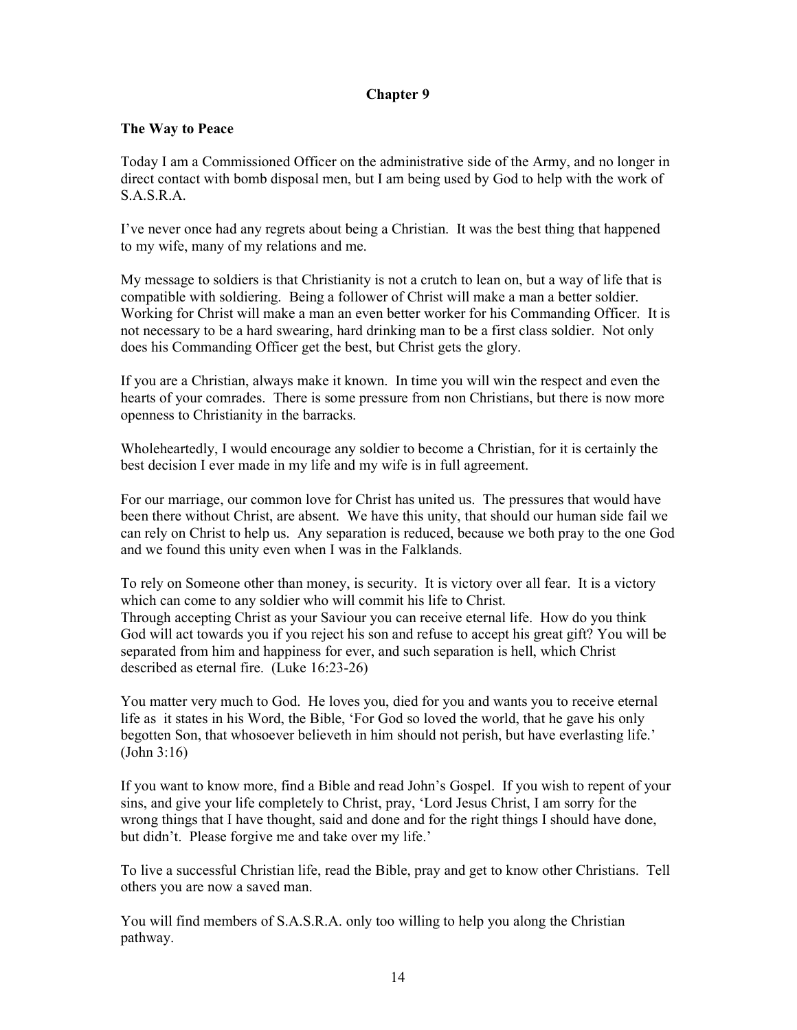# Chapter 9

## The Way to Peace

Today I am a Commissioned Officer on the administrative side of the Army, and no longer in direct contact with bomb disposal men, but I am being used by God to help with the work of S.A.S.R.A.

I've never once had any regrets about being a Christian. It was the best thing that happened to my wife, many of my relations and me.

My message to soldiers is that Christianity is not a crutch to lean on, but a way of life that is compatible with soldiering. Being a follower of Christ will make a man a better soldier. Working for Christ will make a man an even better worker for his Commanding Officer. It is not necessary to be a hard swearing, hard drinking man to be a first class soldier. Not only does his Commanding Officer get the best, but Christ gets the glory.

If you are a Christian, always make it known. In time you will win the respect and even the hearts of your comrades. There is some pressure from non Christians, but there is now more openness to Christianity in the barracks.

Wholeheartedly, I would encourage any soldier to become a Christian, for it is certainly the best decision I ever made in my life and my wife is in full agreement.

For our marriage, our common love for Christ has united us. The pressures that would have been there without Christ, are absent. We have this unity, that should our human side fail we can rely on Christ to help us. Any separation is reduced, because we both pray to the one God and we found this unity even when I was in the Falklands.

To rely on Someone other than money, is security. It is victory over all fear. It is a victory which can come to any soldier who will commit his life to Christ.
Through accepting Christ as your Saviour you can receive eternal life. How do you think God will act towards you if you reject his son and refuse to accept his great gift? You will be separated from him and happiness for ever, and such separation is hell, which Christ described as eternal fire. (Luke 16:23-26)

You matter very much to God. He loves you, died for you and wants you to receive eternal life as it states in his Word, the Bible, 'For God so loved the world, that he gave his only begotten Son, that whosoever believeth in him should not perish, but have everlasting life.' (John 3:16)

If you want to know more, find a Bible and read John's Gospel. If you wish to repent of your sins, and give your life completely to Christ, pray, 'Lord Jesus Christ, I am sorry for the wrong things that I have thought, said and done and for the right things I should have done, but didn't. Please forgive me and take over my life.'

To live a successful Christian life, read the Bible, pray and get to know other Christians. Tell others you are now a saved man.

You will find members of S.A.S.R.A. only too willing to help you along the Christian pathway.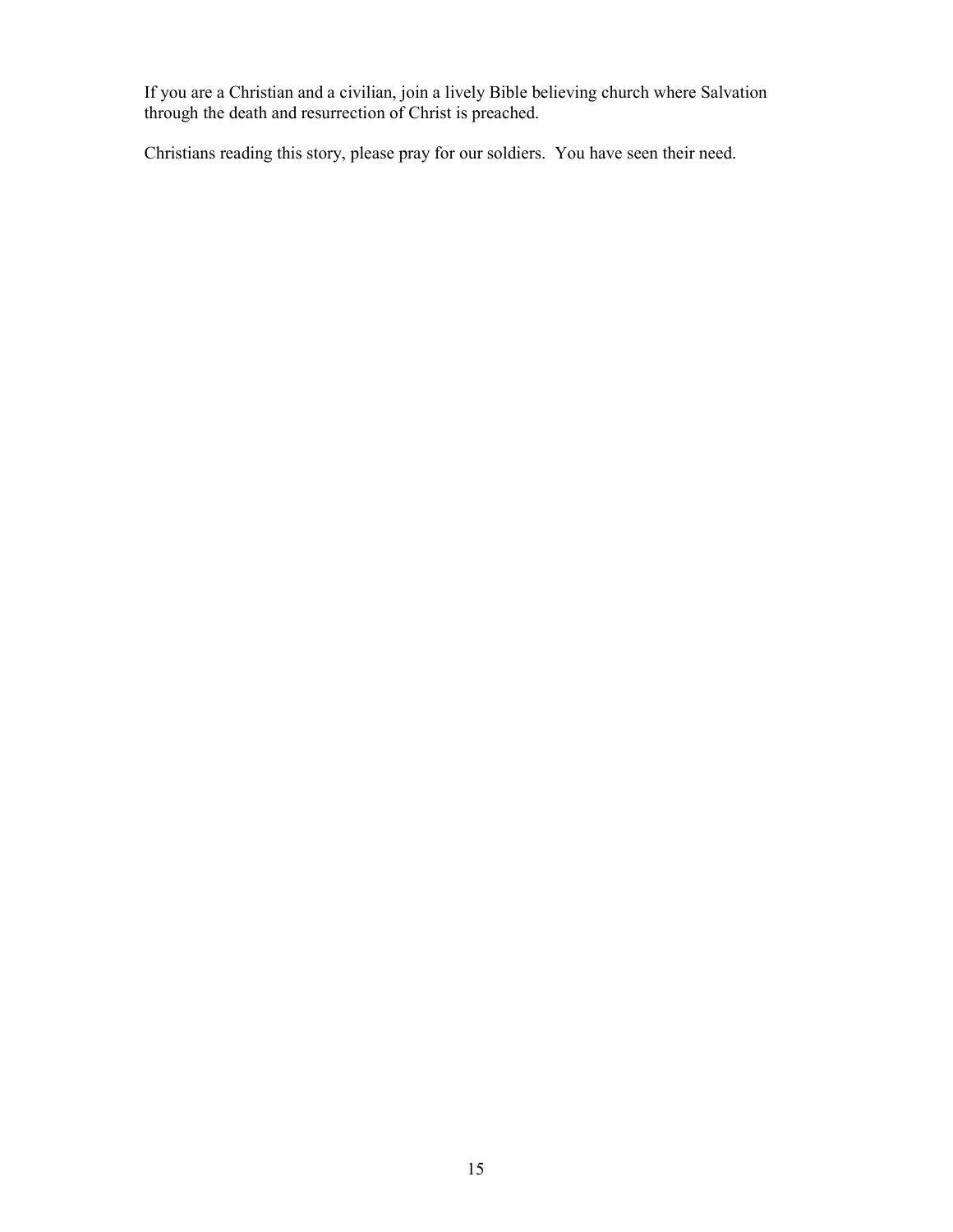If you are a Christian and a civilian, join a lively Bible believing church where Salvation through the death and resurrection of Christ is preached.

Christians reading this story, please pray for our soldiers.  You have seen their need.